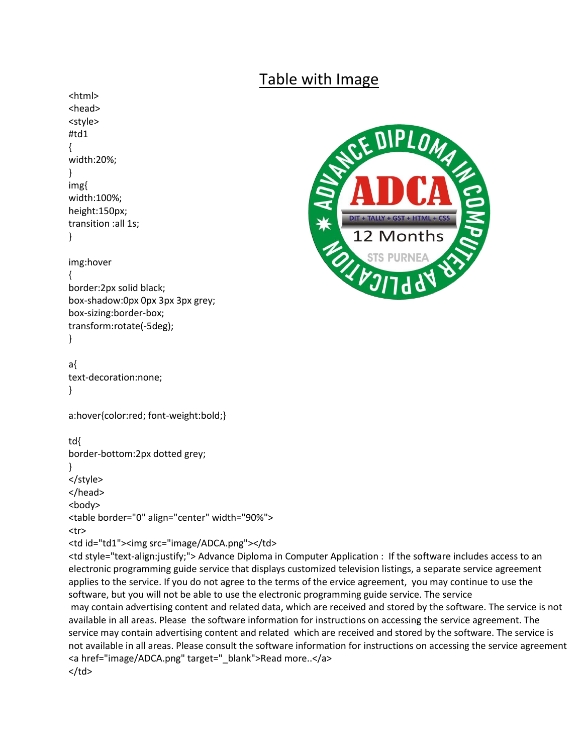# Table with Image

```
<html>
<head>
<style>
#td1
{
width:20%;
}
img{
width:100%;
height:150px;
transition :all 1s;
}

img:hover
{
border:2px solid black;
box-shadow:0px 0px 3px 3px grey;
box-sizing:border-box;
transform:rotate(-5deg);
}

a{
text-decoration:none;
}

a:hover{color:red; font-weight:bold;}

td{
border-bottom:2px dotted grey;
}
</style>
</head>
<body>
<table border="0" align="center" width="90%">
<tr>
<td id="td1"><img src="image/ADCA.png"></td>
<td style="text-align:justify;"> Advance Diploma in Computer Application :  If the software includes access to an electronic programming guide service that displays customized television listings, a separate service agreement applies to the service. If you do not agree to the terms of the ervice agreement,  you may continue to use the software, but you will not be able to use the electronic programming guide service. The service
 may contain advertising content and related data, which are received and stored by the software. The service is not available in all areas. Please  the software information for instructions on accessing the service agreement. The service may contain advertising content and related  which are received and stored by the software. The service is not available in all areas. Please consult the software information for instructions on accessing the service agreement
<a href="image/ADCA.png" target="_blank">Read more..</a>
</td>
```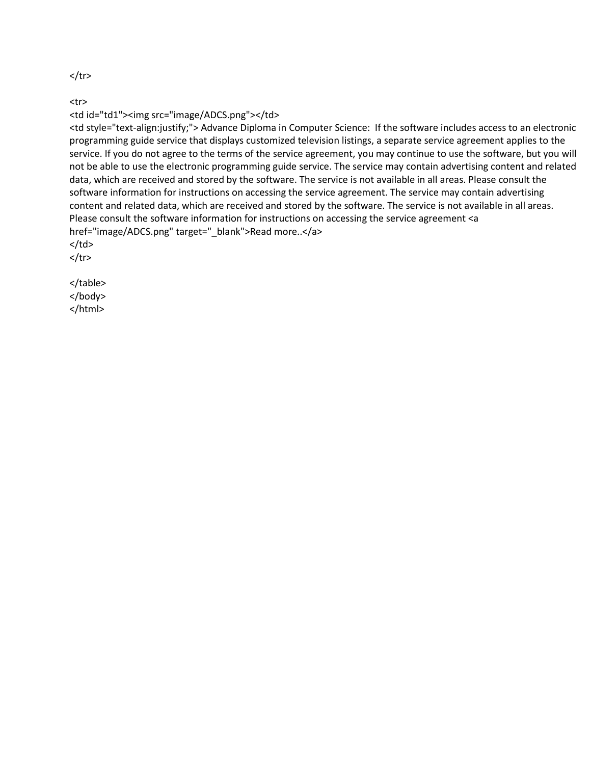```
</tr>

<tr>
<td id="td1"><img src="image/ADCS.png"></td>
<td style="text-align:justify;"> Advance Diploma in Computer Science:  If the software includes access to an electronic programming guide service that displays customized television listings, a separate service agreement applies to the service. If you do not agree to the terms of the service agreement, you may continue to use the software, but you will not be able to use the electronic programming guide service. The service may contain advertising content and related data, which are received and stored by the software. The service is not available in all areas. Please consult the software information for instructions on accessing the service agreement. The service may contain advertising content and related data, which are received and stored by the software. The service is not available in all areas. Please consult the software information for instructions on accessing the service agreement <a
href="image/ADCS.png" target="_blank">Read more..</a>
</td>
</tr>

</table>
</body>
</html>
```